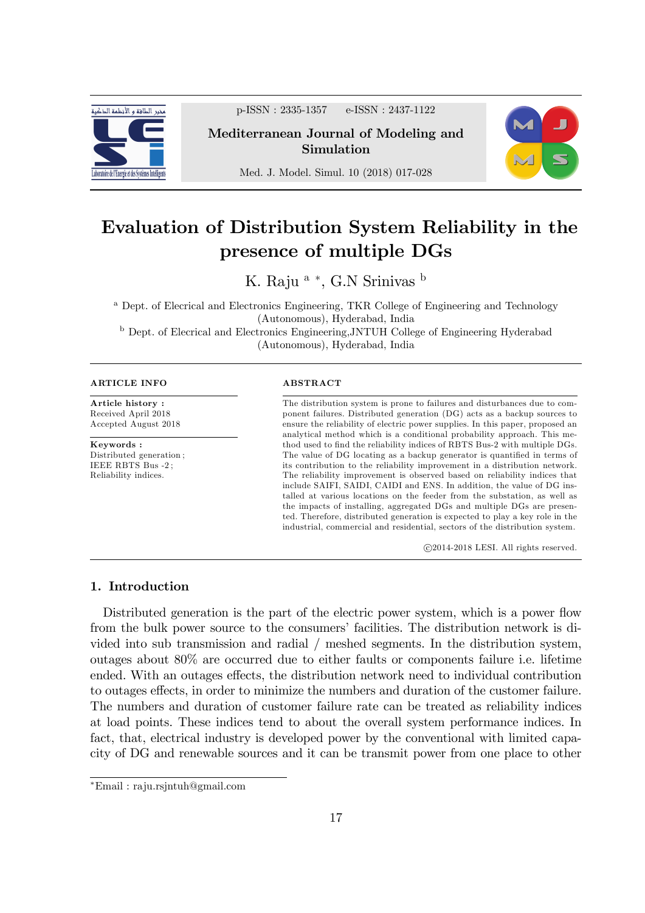# Evaluation of Distribution System Reliability in the presence of multiple DGs

K. Raju [a] *, G.N Srinivas [b]

[a] Dept. of Elecrical and Electronics Engineering, TKR College of Engineering and Technology (Autonomous), Hyderabad, India

[b] Dept. of Elecrical and Electronics Engineering,JNTUH College of Engineering Hyderabad (Autonomous), Hyderabad, India

**ARTICLE INFO**

**Article history :**
Received April 2018
Accepted August 2018

**Keywords :**
Distributed generation ;
IEEE RBTS Bus -2 ;
Reliability indices.

**ABSTRACT**

The distribution system is prone to failures and disturbances due to component failures. Distributed generation (DG) acts as a backup sources to ensure the reliability of electric power supplies. In this paper, proposed an analytical method which is a conditional probability approach. This method used to find the reliability indices of RBTS Bus-2 with multiple DGs. The value of DG locating as a backup generator is quantified in terms of its contribution to the reliability improvement in a distribution network. The reliability improvement is observed based on reliability indices that include SAIFI, SAIDI, CAIDI and ENS. In addition, the value of DG installed at various locations on the feeder from the substation, as well as the impacts of installing, aggregated DGs and multiple DGs are presented. Therefore, distributed generation is expected to play a key role in the industrial, commercial and residential, sectors of the distribution system.

©2014-2018 LESI. All rights reserved.

## 1. Introduction

Distributed generation is the part of the electric power system, which is a power flow from the bulk power source to the consumers' facilities. The distribution network is divided into sub transmission and radial / meshed segments. In the distribution system, outages about 80% are occurred due to either faults or components failure i.e. lifetime ended. With an outages effects, the distribution network need to individual contribution to outages effects, in order to minimize the numbers and duration of the customer failure. The numbers and duration of customer failure rate can be treated as reliability indices at load points. These indices tend to about the overall system performance indices. In fact, that, electrical industry is developed power by the conventional with limited capacity of DG and renewable sources and it can be transmit power from one place to other

*Email : raju.rsjntuh@gmail.com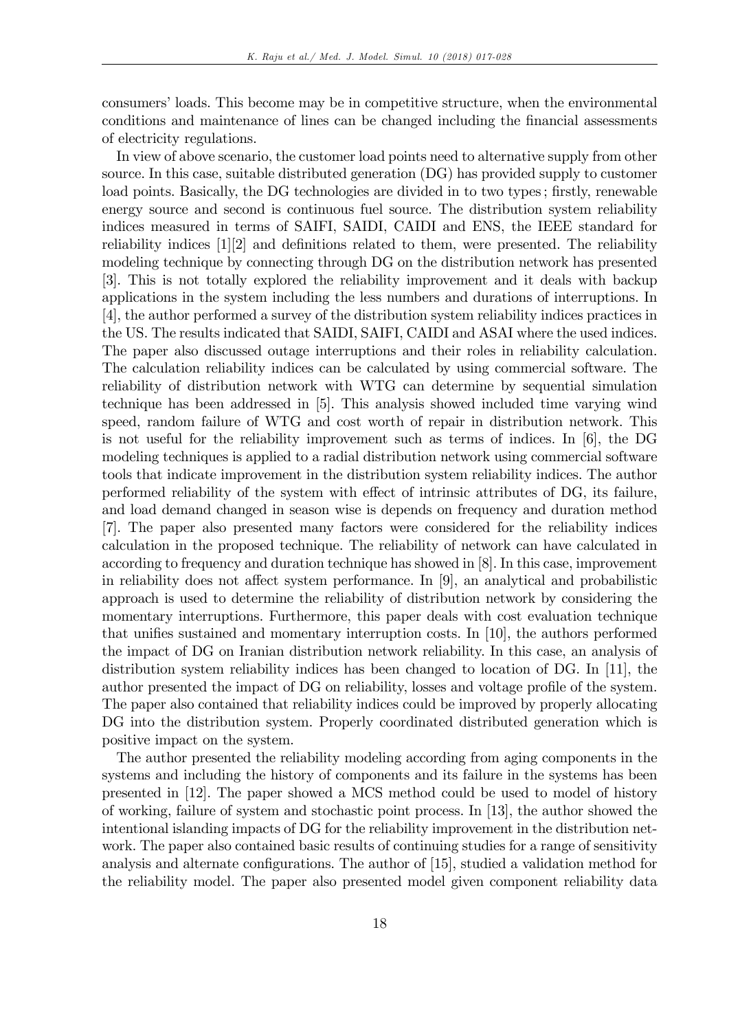consumers' loads. This become may be in competitive structure, when the environmental conditions and maintenance of lines can be changed including the financial assessments of electricity regulations.

In view of above scenario, the customer load points need to alternative supply from other source. In this case, suitable distributed generation (DG) has provided supply to customer load points. Basically, the DG technologies are divided in to two types ; firstly, renewable energy source and second is continuous fuel source. The distribution system reliability indices measured in terms of SAIFI, SAIDI, CAIDI and ENS, the IEEE standard for reliability indices [1][2] and definitions related to them, were presented. The reliability modeling technique by connecting through DG on the distribution network has presented [3]. This is not totally explored the reliability improvement and it deals with backup applications in the system including the less numbers and durations of interruptions. In [4], the author performed a survey of the distribution system reliability indices practices in the US. The results indicated that SAIDI, SAIFI, CAIDI and ASAI where the used indices. The paper also discussed outage interruptions and their roles in reliability calculation. The calculation reliability indices can be calculated by using commercial software. The reliability of distribution network with WTG can determine by sequential simulation technique has been addressed in [5]. This analysis showed included time varying wind speed, random failure of WTG and cost worth of repair in distribution network. This is not useful for the reliability improvement such as terms of indices. In [6], the DG modeling techniques is applied to a radial distribution network using commercial software tools that indicate improvement in the distribution system reliability indices. The author performed reliability of the system with effect of intrinsic attributes of DG, its failure, and load demand changed in season wise is depends on frequency and duration method [7]. The paper also presented many factors were considered for the reliability indices calculation in the proposed technique. The reliability of network can have calculated in according to frequency and duration technique has showed in [8]. In this case, improvement in reliability does not affect system performance. In [9], an analytical and probabilistic approach is used to determine the reliability of distribution network by considering the momentary interruptions. Furthermore, this paper deals with cost evaluation technique that unifies sustained and momentary interruption costs. In [10], the authors performed the impact of DG on Iranian distribution network reliability. In this case, an analysis of distribution system reliability indices has been changed to location of DG. In [11], the author presented the impact of DG on reliability, losses and voltage profile of the system. The paper also contained that reliability indices could be improved by properly allocating DG into the distribution system. Properly coordinated distributed generation which is positive impact on the system.

The author presented the reliability modeling according from aging components in the systems and including the history of components and its failure in the systems has been presented in [12]. The paper showed a MCS method could be used to model of history of working, failure of system and stochastic point process. In [13], the author showed the intentional islanding impacts of DG for the reliability improvement in the distribution network. The paper also contained basic results of continuing studies for a range of sensitivity analysis and alternate configurations. The author of [15], studied a validation method for the reliability model. The paper also presented model given component reliability data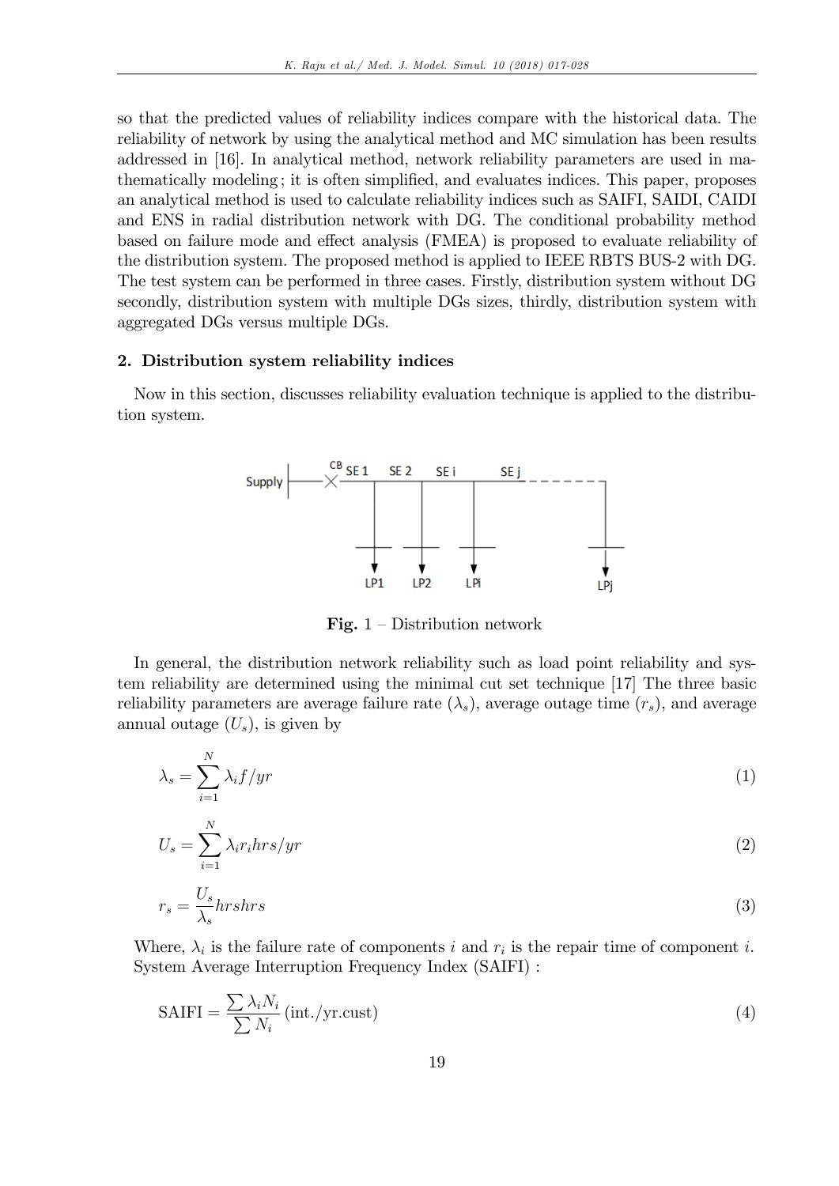so that the predicted values of reliability indices compare with the historical data. The reliability of network by using the analytical method and MC simulation has been results addressed in [16]. In analytical method, network reliability parameters are used in mathematically modeling ; it is often simplified, and evaluates indices. This paper, proposes an analytical method is used to calculate reliability indices such as SAIFI, SAIDI, CAIDI and ENS in radial distribution network with DG. The conditional probability method based on failure mode and effect analysis (FMEA) is proposed to evaluate reliability of the distribution system. The proposed method is applied to IEEE RBTS BUS-2 with DG. The test system can be performed in three cases. Firstly, distribution system without DG secondly, distribution system with multiple DGs sizes, thirdly, distribution system with aggregated DGs versus multiple DGs.

## 2. Distribution system reliability indices

Now in this section, discusses reliability evaluation technique is applied to the distribution system.

**Fig.** 1 – Distribution network

In general, the distribution network reliability such as load point reliability and system reliability are determined using the minimal cut set technique [17] The three basic reliability parameters are average failure rate ($\lambda_s$), average outage time ($r_s$), and average annual outage ($U_s$), is given by

$$\lambda_s = \sum_{i=1}^{N} \lambda_i f/yr \tag{1}$$

$$U_s = \sum_{i=1}^{N} \lambda_i r_i hrs/yr \tag{2}$$

$$r_s = \frac{U_s}{\lambda_s} hrshrs \tag{3}$$

Where, $\lambda_i$ is the failure rate of components $i$ and $r_i$ is the repair time of component $i$. System Average Interruption Frequency Index (SAIFI) :

$$\text{SAIFI} = \frac{\sum \lambda_i N_i}{\sum N_i} \text{ (int./yr.cust)} \tag{4}$$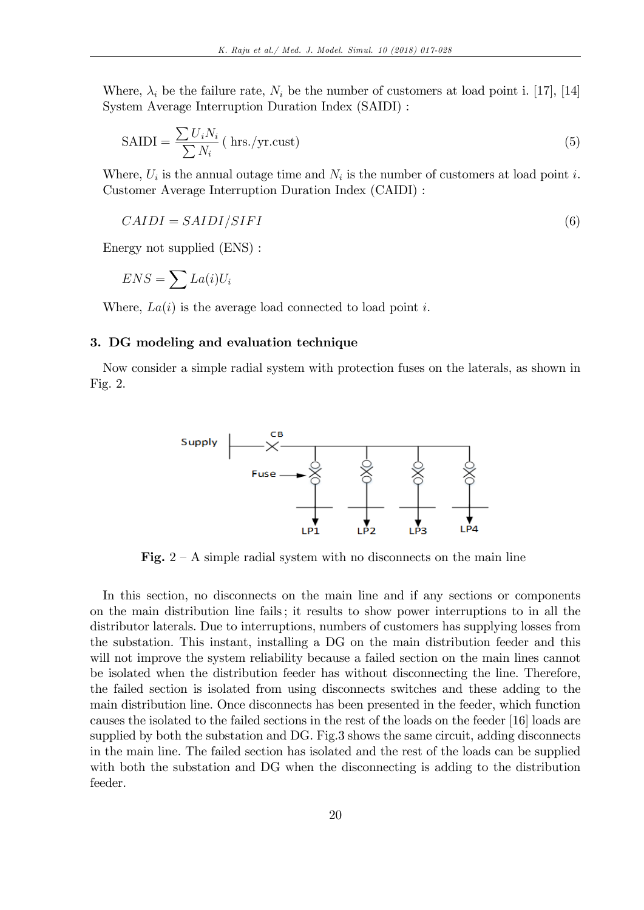Where, $\lambda_i$ be the failure rate, $N_i$ be the number of customers at load point i. [17], [14]
System Average Interruption Duration Index (SAIDI) :

$$\text{SAIDI} = \frac{\sum U_i N_i}{\sum N_i} \text{ ( hrs./yr.cust)} \tag{5}$$

Where, $U_i$ is the annual outage time and $N_i$ is the number of customers at load point $i$.
Customer Average Interruption Duration Index (CAIDI) :

$$CAIDI = SAIDI/SIFI \tag{6}$$

Energy not supplied (ENS) :

$$ENS = \sum La(i)U_i$$

Where, $La(i)$ is the average load connected to load point $i$.

## 3. DG modeling and evaluation technique

Now consider a simple radial system with protection fuses on the laterals, as shown in Fig. 2.

**Fig.** 2 – A simple radial system with no disconnects on the main line

In this section, no disconnects on the main line and if any sections or components on the main distribution line fails; it results to show power interruptions to in all the distributor laterals. Due to interruptions, numbers of customers has supplying losses from the substation. This instant, installing a DG on the main distribution feeder and this will not improve the system reliability because a failed section on the main lines cannot be isolated when the distribution feeder has without disconnecting the line. Therefore, the failed section is isolated from using disconnects switches and these adding to the main distribution line. Once disconnects has been presented in the feeder, which function causes the isolated to the failed sections in the rest of the loads on the feeder [16] loads are supplied by both the substation and DG. Fig.3 shows the same circuit, adding disconnects in the main line. The failed section has isolated and the rest of the loads can be supplied with both the substation and DG when the disconnecting is adding to the distribution feeder.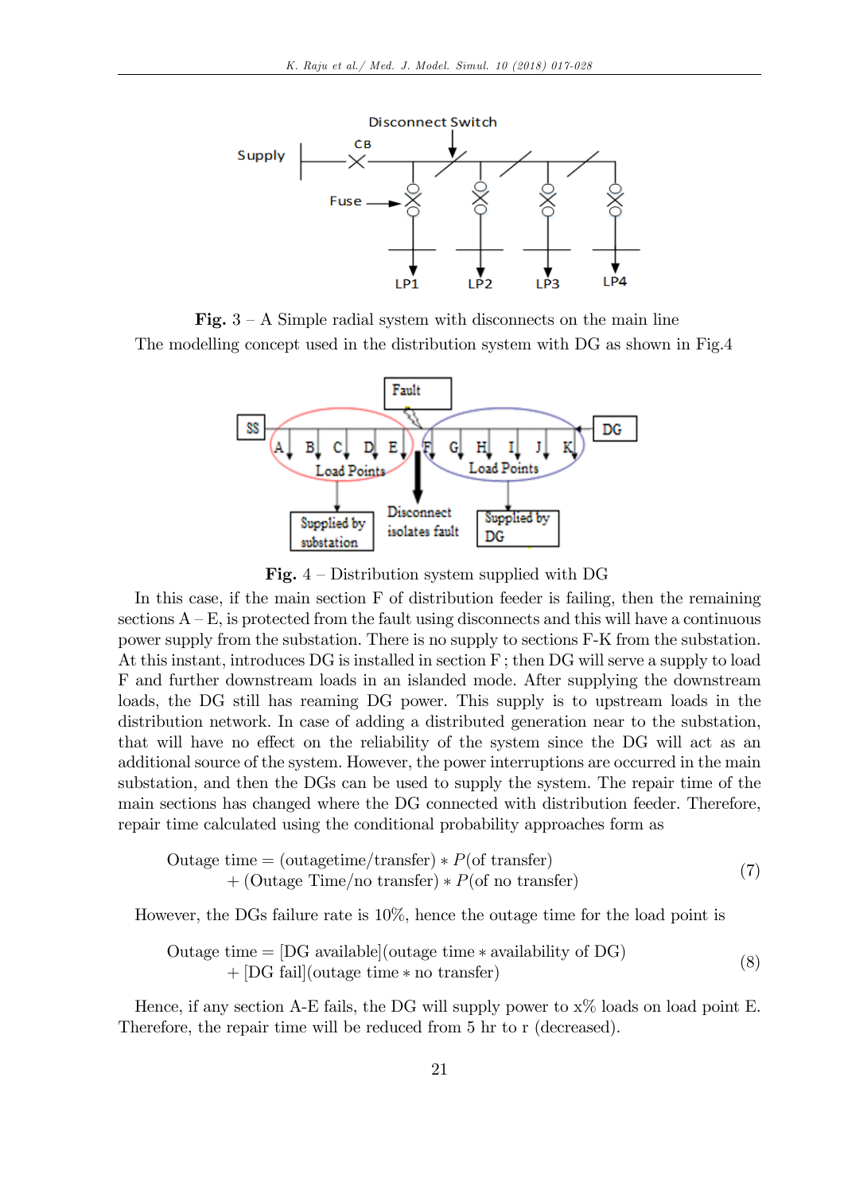**Fig.** 3 – A Simple radial system with disconnects on the main line

The modelling concept used in the distribution system with DG as shown in Fig.4

**Fig.** 4 – Distribution system supplied with DG

In this case, if the main section F of distribution feeder is failing, then the remaining sections A – E, is protected from the fault using disconnects and this will have a continuous power supply from the substation. There is no supply to sections F-K from the substation. At this instant, introduces DG is installed in section F ; then DG will serve a supply to load F and further downstream loads in an islanded mode. After supplying the downstream loads, the DG still has reaming DG power. This supply is to upstream loads in the distribution network. In case of adding a distributed generation near to the substation, that will have no effect on the reliability of the system since the DG will act as an additional source of the system. However, the power interruptions are occurred in the main substation, and then the DGs can be used to supply the system. The repair time of the main sections has changed where the DG connected with distribution feeder. Therefore, repair time calculated using the conditional probability approaches form as

$$\begin{aligned}\text{Outage time} &= (\text{outagetime/transfer}) * P(\text{of transfer}) \\ &\quad + (\text{Outage Time/no transfer}) * P(\text{of no transfer})\end{aligned} \tag{7}$$

However, the DGs failure rate is 10%, hence the outage time for the load point is

$$\begin{aligned}\text{Outage time} &= [\text{DG available}](\text{outage time} * \text{availability of DG}) \\ &\quad + [\text{DG fail}](\text{outage time} * \text{no transfer})\end{aligned} \tag{8}$$

Hence, if any section A-E fails, the DG will supply power to x% loads on load point E. Therefore, the repair time will be reduced from 5 hr to r (decreased).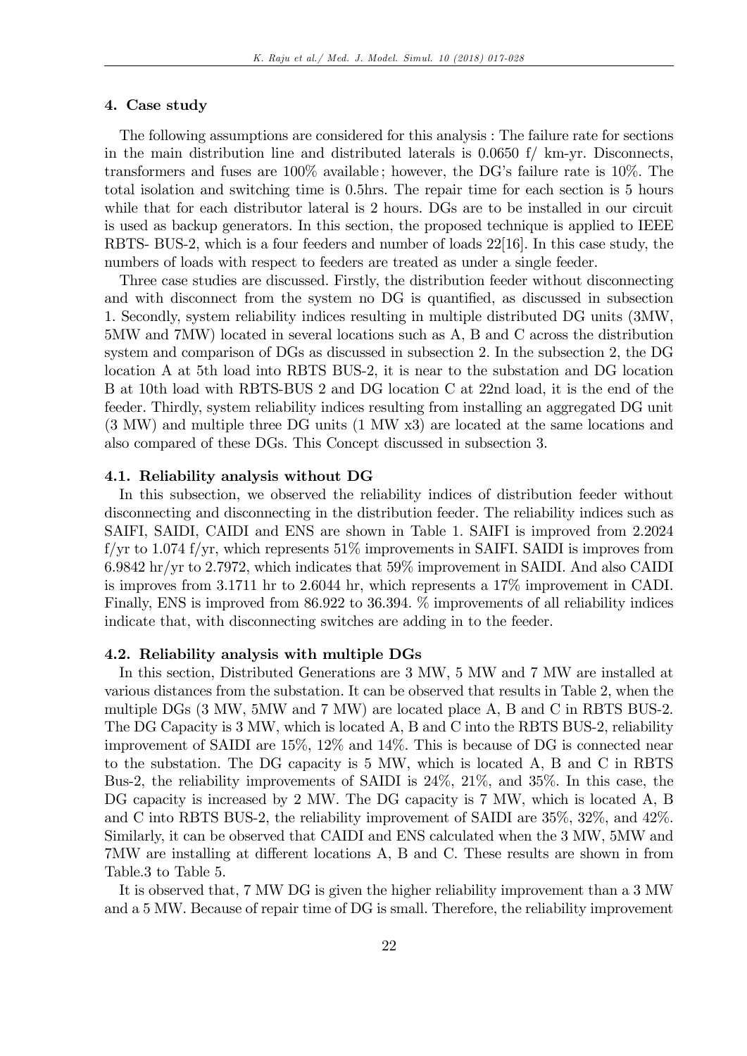### 4. Case study

The following assumptions are considered for this analysis : The failure rate for sections in the main distribution line and distributed laterals is 0.0650 f/ km-yr. Disconnects, transformers and fuses are 100% available ; however, the DG's failure rate is 10%. The total isolation and switching time is 0.5hrs. The repair time for each section is 5 hours while that for each distributor lateral is 2 hours. DGs are to be installed in our circuit is used as backup generators. In this section, the proposed technique is applied to IEEE RBTS- BUS-2, which is a four feeders and number of loads 22[16]. In this case study, the numbers of loads with respect to feeders are treated as under a single feeder.

Three case studies are discussed. Firstly, the distribution feeder without disconnecting and with disconnect from the system no DG is quantified, as discussed in subsection 1. Secondly, system reliability indices resulting in multiple distributed DG units (3MW, 5MW and 7MW) located in several locations such as A, B and C across the distribution system and comparison of DGs as discussed in subsection 2. In the subsection 2, the DG location A at 5th load into RBTS BUS-2, it is near to the substation and DG location B at 10th load with RBTS-BUS 2 and DG location C at 22nd load, it is the end of the feeder. Thirdly, system reliability indices resulting from installing an aggregated DG unit (3 MW) and multiple three DG units (1 MW x3) are located at the same locations and also compared of these DGs. This Concept discussed in subsection 3.

#### 4.1. Reliability analysis without DG

In this subsection, we observed the reliability indices of distribution feeder without disconnecting and disconnecting in the distribution feeder. The reliability indices such as SAIFI, SAIDI, CAIDI and ENS are shown in Table 1. SAIFI is improved from 2.2024 f/yr to 1.074 f/yr, which represents 51% improvements in SAIFI. SAIDI is improves from 6.9842 hr/yr to 2.7972, which indicates that 59% improvement in SAIDI. And also CAIDI is improves from 3.1711 hr to 2.6044 hr, which represents a 17% improvement in CADI. Finally, ENS is improved from 86.922 to 36.394. % improvements of all reliability indices indicate that, with disconnecting switches are adding in to the feeder.

#### 4.2. Reliability analysis with multiple DGs

In this section, Distributed Generations are 3 MW, 5 MW and 7 MW are installed at various distances from the substation. It can be observed that results in Table 2, when the multiple DGs (3 MW, 5MW and 7 MW) are located place A, B and C in RBTS BUS-2. The DG Capacity is 3 MW, which is located A, B and C into the RBTS BUS-2, reliability improvement of SAIDI are 15%, 12% and 14%. This is because of DG is connected near to the substation. The DG capacity is 5 MW, which is located A, B and C in RBTS Bus-2, the reliability improvements of SAIDI is 24%, 21%, and 35%. In this case, the DG capacity is increased by 2 MW. The DG capacity is 7 MW, which is located A, B and C into RBTS BUS-2, the reliability improvement of SAIDI are 35%, 32%, and 42%. Similarly, it can be observed that CAIDI and ENS calculated when the 3 MW, 5MW and 7MW are installing at different locations A, B and C. These results are shown in from Table.3 to Table 5.

It is observed that, 7 MW DG is given the higher reliability improvement than a 3 MW and a 5 MW. Because of repair time of DG is small. Therefore, the reliability improvement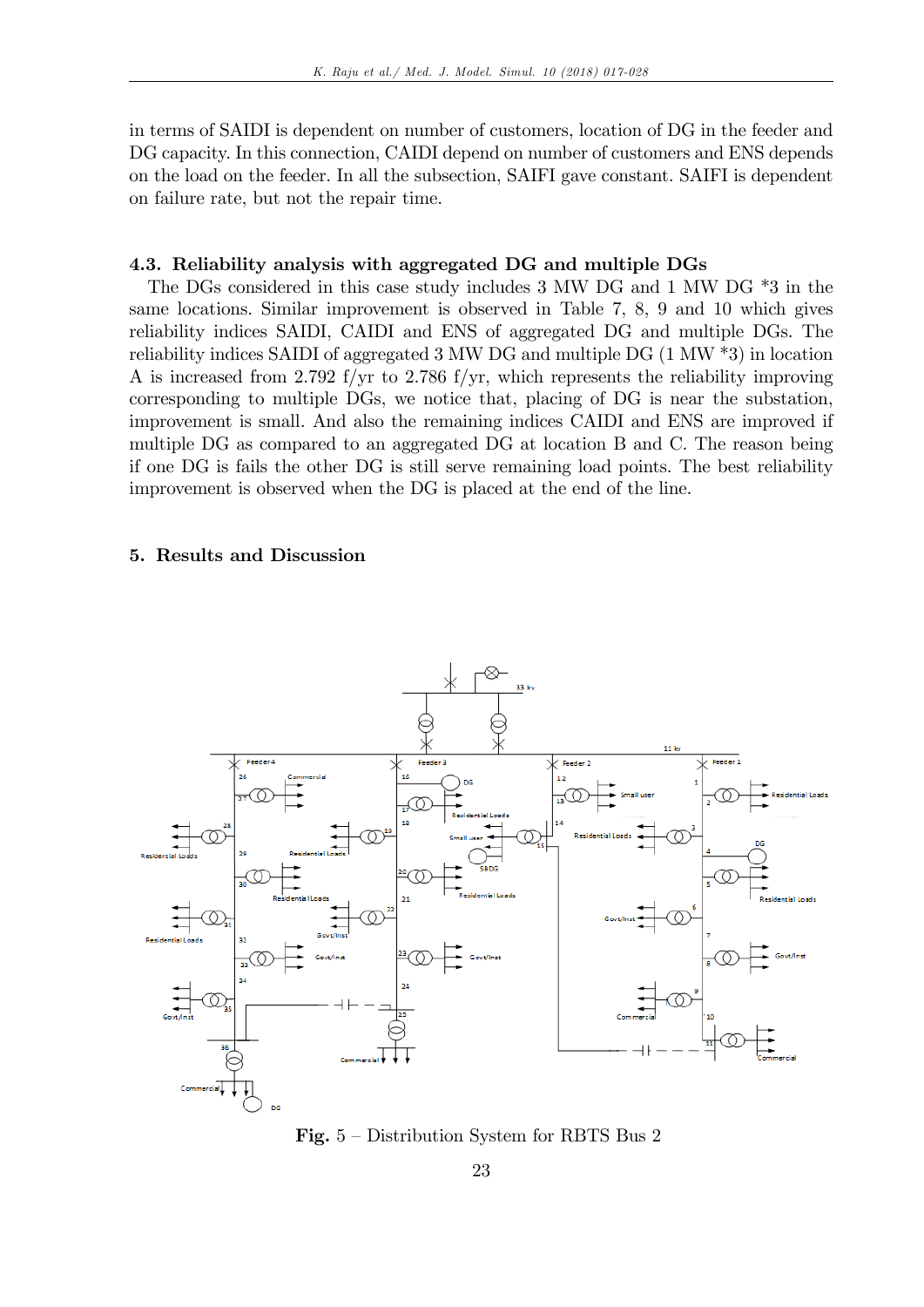in terms of SAIDI is dependent on number of customers, location of DG in the feeder and DG capacity. In this connection, CAIDI depend on number of customers and ENS depends on the load on the feeder. In all the subsection, SAIFI gave constant. SAIFI is dependent on failure rate, but not the repair time.

### 4.3. Reliability analysis with aggregated DG and multiple DGs

The DGs considered in this case study includes 3 MW DG and 1 MW DG *3 in the same locations. Similar improvement is observed in Table 7, 8, 9 and 10 which gives reliability indices SAIDI, CAIDI and ENS of aggregated DG and multiple DGs. The reliability indices SAIDI of aggregated 3 MW DG and multiple DG (1 MW *3) in location A is increased from 2.792 f/yr to 2.786 f/yr, which represents the reliability improving corresponding to multiple DGs, we notice that, placing of DG is near the substation, improvement is small. And also the remaining indices CAIDI and ENS are improved if multiple DG as compared to an aggregated DG at location B and C. The reason being if one DG is fails the other DG is still serve remaining load points. The best reliability improvement is observed when the DG is placed at the end of the line.

## 5. Results and Discussion

**Fig.** 5 – Distribution System for RBTS Bus 2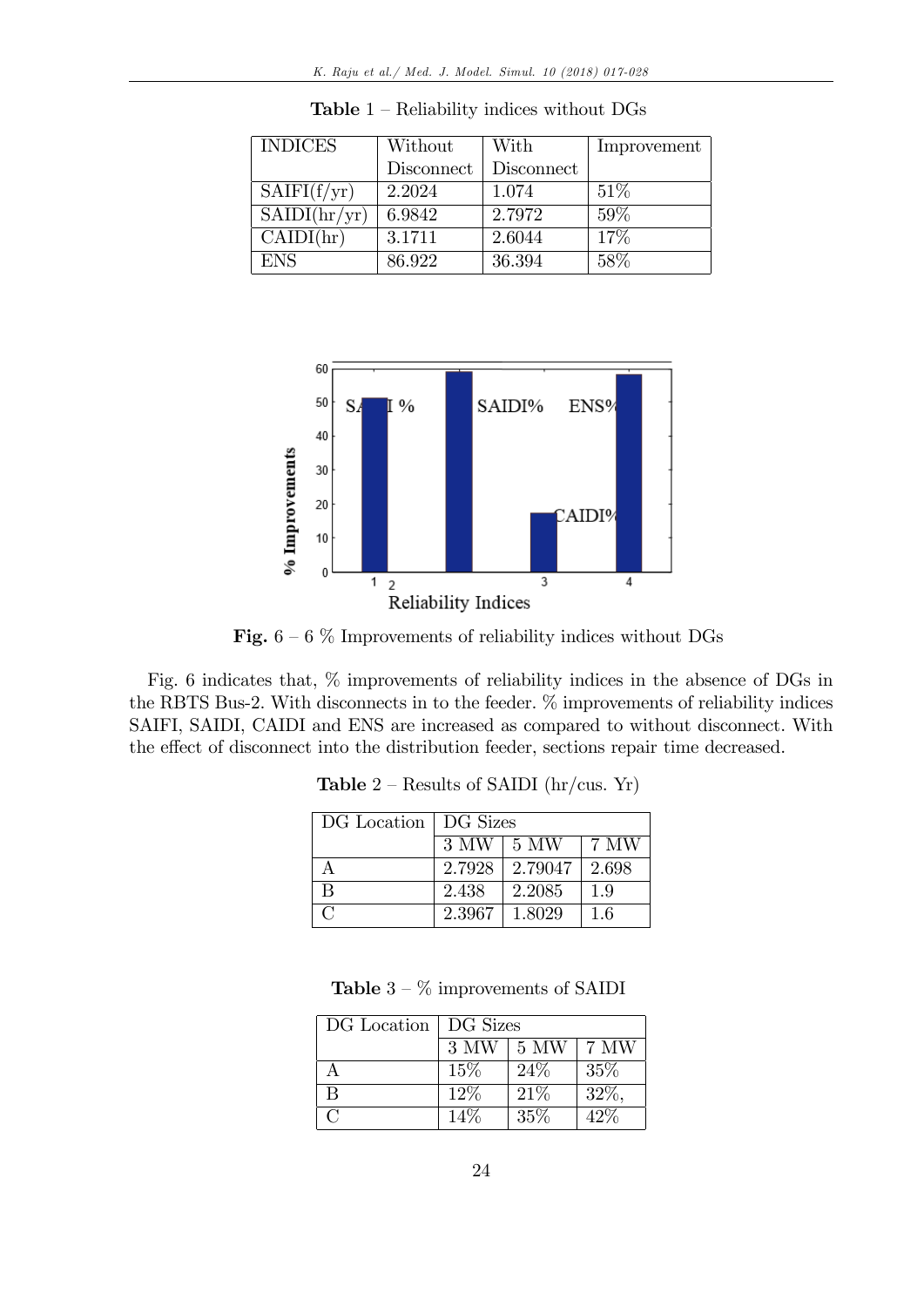**Table 1** – Reliability indices without DGs

| INDICES | Without Disconnect | With Disconnect | Improvement |
|---|---|---|---|
| SAIFI(f/yr) | 2.2024 | 1.074 | 51% |
| SAIDI(hr/yr) | 6.9842 | 2.7972 | 59% |
| CAIDI(hr) | 3.1711 | 2.6044 | 17% |
| ENS | 86.922 | 36.394 | 58% |

**Fig.** 6 – 6 % Improvements of reliability indices without DGs

Fig. 6 indicates that, % improvements of reliability indices in the absence of DGs in the RBTS Bus-2. With disconnects in to the feeder. % improvements of reliability indices SAIFI, SAIDI, CAIDI and ENS are increased as compared to without disconnect. With the effect of disconnect into the distribution feeder, sections repair time decreased.

**Table 2** – Results of SAIDI (hr/cus. Yr)

| DG Location | DG Sizes | | |
|---|---|---|---|
| | 3 MW | 5 MW | 7 MW |
| A | 2.7928 | 2.79047 | 2.698 |
| B | 2.438 | 2.2085 | 1.9 |
| C | 2.3967 | 1.8029 | 1.6 |

**Table 3** – % improvements of SAIDI

| DG Location | DG Sizes | | |
|---|---|---|---|
| | 3 MW | 5 MW | 7 MW |
| A | 15% | 24% | 35% |
| B | 12% | 21% | 32%, |
| C | 14% | 35% | 42% |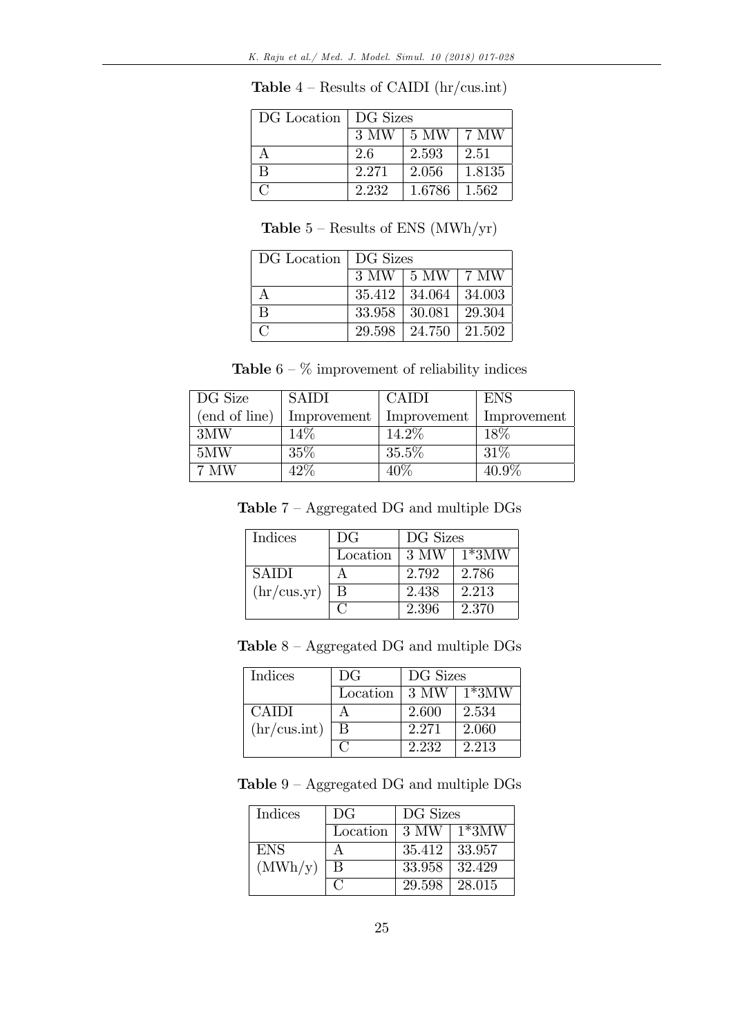**Table** 4 – Results of CAIDI (hr/cus.int)

| DG Location | DG Sizes | | |
|---|---|---|---|
| | 3 MW | 5 MW | 7 MW |
| A | 2.6 | 2.593 | 2.51 |
| B | 2.271 | 2.056 | 1.8135 |
| C | 2.232 | 1.6786 | 1.562 |

**Table** 5 – Results of ENS (MWh/yr)

| DG Location | DG Sizes | | |
|---|---|---|---|
| | 3 MW | 5 MW | 7 MW |
| A | 35.412 | 34.064 | 34.003 |
| B | 33.958 | 30.081 | 29.304 |
| C | 29.598 | 24.750 | 21.502 |

**Table** 6 – % improvement of reliability indices

| DG Size (end of line) | SAIDI Improvement | CAIDI Improvement | ENS Improvement |
|---|---|---|---|
| 3MW | 14% | 14.2% | 18% |
| 5MW | 35% | 35.5% | 31% |
| 7 MW | 42% | 40% | 40.9% |

**Table** 7 – Aggregated DG and multiple DGs

| Indices | DG | DG Sizes | |
|---|---|---|---|
| | Location | 3 MW | 1*3MW |
| SAIDI (hr/cus.yr) | A | 2.792 | 2.786 |
| | B | 2.438 | 2.213 |
| | C | 2.396 | 2.370 |

**Table** 8 – Aggregated DG and multiple DGs

| Indices | DG | DG Sizes | |
|---|---|---|---|
| | Location | 3 MW | 1*3MW |
| CAIDI (hr/cus.int) | A | 2.600 | 2.534 |
| | B | 2.271 | 2.060 |
| | C | 2.232 | 2.213 |

**Table** 9 – Aggregated DG and multiple DGs

| Indices | DG | DG Sizes | |
|---|---|---|---|
| | Location | 3 MW | 1*3MW |
| ENS (MWh/y) | A | 35.412 | 33.957 |
| | B | 33.958 | 32.429 |
| | C | 29.598 | 28.015 |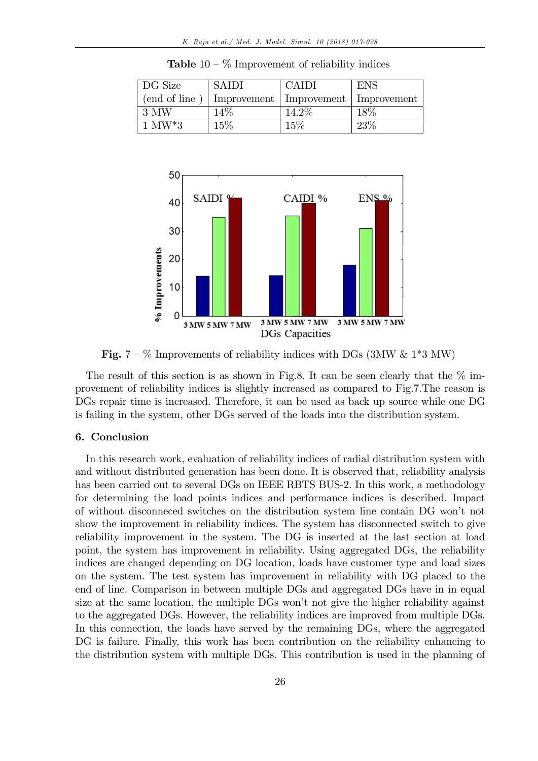**Table 10** – % Improvement of reliability indices

| DG Size (end of line ) | SAIDI Improvement | CAIDI Improvement | ENS Improvement |
|---|---|---|---|
| 3 MW | 14% | 14.2% | 18% |
| 1 MW*3 | 15% | 15% | 23% |

**Fig.** 7 – % Improvements of reliability indices with DGs (3MW & 1*3 MW)

The result of this section is as shown in Fig.8. It can be seen clearly that the % improvement of reliability indices is slightly increased as compared to Fig.7.The reason is DGs repair time is increased. Therefore, it can be used as back up source while one DG is failing in the system, other DGs served of the loads into the distribution system.

### 6. Conclusion

In this research work, evaluation of reliability indices of radial distribution system with and without distributed generation has been done. It is observed that, reliability analysis has been carried out to several DGs on IEEE RBTS BUS-2. In this work, a methodology for determining the load points indices and performance indices is described. Impact of without disconneced switches on the distribution system line contain DG won't not show the improvement in reliability indices. The system has disconnected switch to give reliability improvement in the system. The DG is inserted at the last section at load point, the system has improvement in reliability. Using aggregated DGs, the reliability indices are changed depending on DG location, loads have customer type and load sizes on the system. The test system has improvement in reliability with DG placed to the end of line. Comparison in between multiple DGs and aggregated DGs have in in equal size at the same location, the multiple DGs won't not give the higher reliability against to the aggregated DGs. However, the reliability indices are improved from multiple DGs. In this connection, the loads have served by the remaining DGs, where the aggregated DG is failure. Finally, this work has been contribution on the reliability enhancing to the distribution system with multiple DGs. This contribution is used in the planning of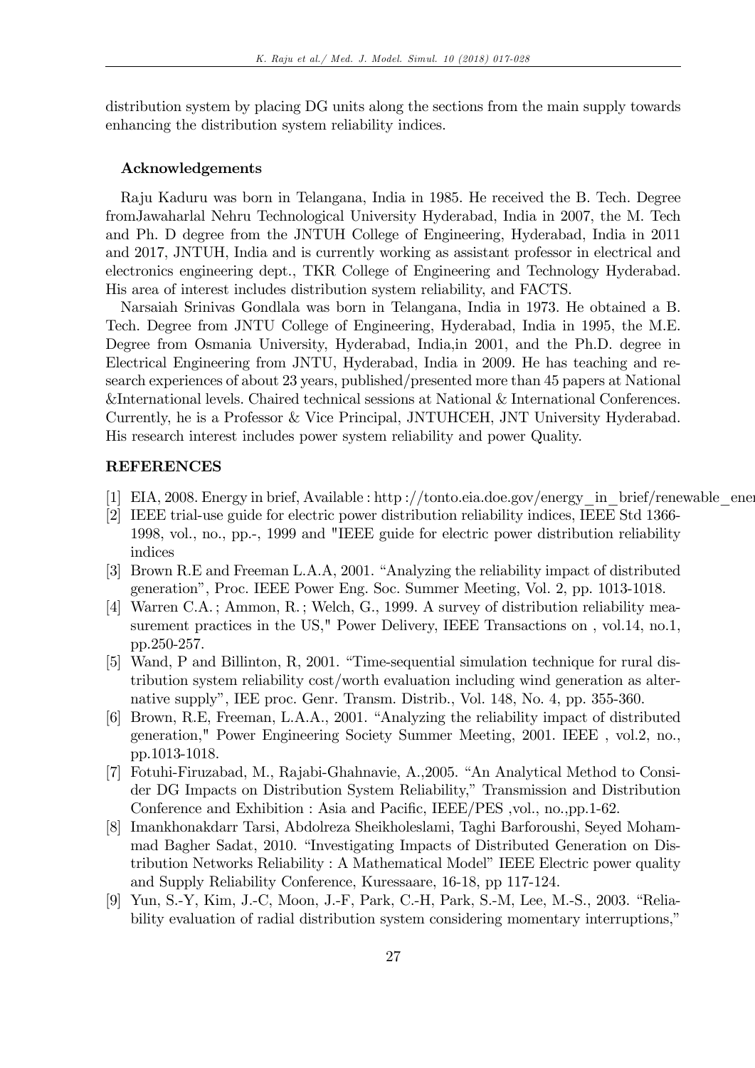distribution system by placing DG units along the sections from the main supply towards enhancing the distribution system reliability indices.

### Acknowledgements

Raju Kaduru was born in Telangana, India in 1985. He received the B. Tech. Degree fromJawaharlal Nehru Technological University Hyderabad, India in 2007, the M. Tech and Ph. D degree from the JNTUH College of Engineering, Hyderabad, India in 2011 and 2017, JNTUH, India and is currently working as assistant professor in electrical and electronics engineering dept., TKR College of Engineering and Technology Hyderabad. His area of interest includes distribution system reliability, and FACTS.

Narsaiah Srinivas Gondlala was born in Telangana, India in 1973. He obtained a B. Tech. Degree from JNTU College of Engineering, Hyderabad, India in 1995, the M.E. Degree from Osmania University, Hyderabad, India,in 2001, and the Ph.D. degree in Electrical Engineering from JNTU, Hyderabad, India in 2009. He has teaching and research experiences of about 23 years, published/presented more than 45 papers at National &International levels. Chaired technical sessions at National & International Conferences. Currently, he is a Professor & Vice Principal, JNTUHCEH, JNT University Hyderabad. His research interest includes power system reliability and power Quality.

## REFERENCES

[1] EIA, 2008. Energy in brief, Available : http ://tonto.eia.doe.gov/energy_in_brief/renewable_ener

[2] IEEE trial-use guide for electric power distribution reliability indices, IEEE Std 1366-1998, vol., no., pp.-, 1999 and "IEEE guide for electric power distribution reliability indices

[3] Brown R.E and Freeman L.A.A, 2001. "Analyzing the reliability impact of distributed generation", Proc. IEEE Power Eng. Soc. Summer Meeting, Vol. 2, pp. 1013-1018.

[4] Warren C.A. ; Ammon, R. ; Welch, G., 1999. A survey of distribution reliability measurement practices in the US," Power Delivery, IEEE Transactions on , vol.14, no.1, pp.250-257.

[5] Wand, P and Billinton, R, 2001. "Time-sequential simulation technique for rural distribution system reliability cost/worth evaluation including wind generation as alternative supply", IEE proc. Genr. Transm. Distrib., Vol. 148, No. 4, pp. 355-360.

[6] Brown, R.E, Freeman, L.A.A., 2001. "Analyzing the reliability impact of distributed generation," Power Engineering Society Summer Meeting, 2001. IEEE , vol.2, no., pp.1013-1018.

[7] Fotuhi-Firuzabad, M., Rajabi-Ghahnavie, A.,2005. "An Analytical Method to Consider DG Impacts on Distribution System Reliability," Transmission and Distribution Conference and Exhibition : Asia and Pacific, IEEE/PES ,vol., no.,pp.1-62.

[8] Imankhonakdarr Tarsi, Abdolreza Sheikholeslami, Taghi Barforoushi, Seyed Mohammad Bagher Sadat, 2010. "Investigating Impacts of Distributed Generation on Distribution Networks Reliability : A Mathematical Model" IEEE Electric power quality and Supply Reliability Conference, Kuressaare, 16-18, pp 117-124.

[9] Yun, S.-Y, Kim, J.-C, Moon, J.-F, Park, C.-H, Park, S.-M, Lee, M.-S., 2003. "Reliability evaluation of radial distribution system considering momentary interruptions,"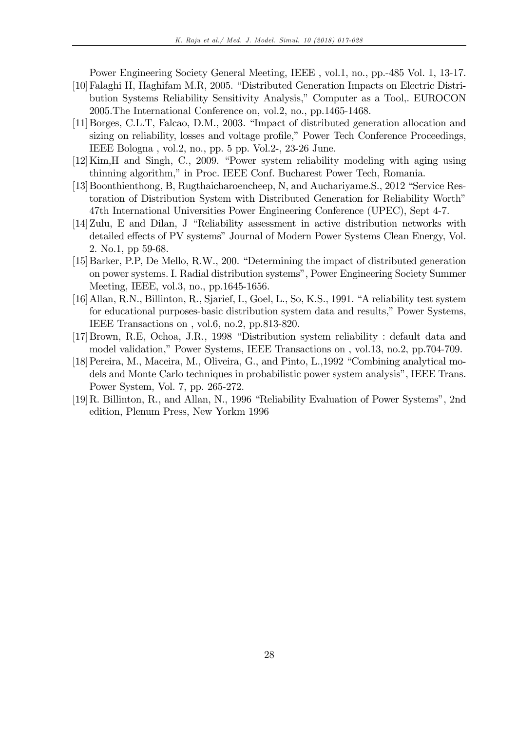Power Engineering Society General Meeting, IEEE , vol.1, no., pp.-485 Vol. 1, 13-17.

[10] Falaghi H, Haghifam M.R, 2005. "Distributed Generation Impacts on Electric Distribution Systems Reliability Sensitivity Analysis," Computer as a Tool,. EUROCON 2005.The International Conference on, vol.2, no., pp.1465-1468.

[11] Borges, C.L.T, Falcao, D.M., 2003. "Impact of distributed generation allocation and sizing on reliability, losses and voltage profile," Power Tech Conference Proceedings, IEEE Bologna , vol.2, no., pp. 5 pp. Vol.2-, 23-26 June.

[12] Kim,H and Singh, C., 2009. "Power system reliability modeling with aging using thinning algorithm," in Proc. IEEE Conf. Bucharest Power Tech, Romania.

[13] Boonthienthong, B, Rugthaicharoencheep, N, and Auchariyame.S., 2012 "Service Restoration of Distribution System with Distributed Generation for Reliability Worth" 47th International Universities Power Engineering Conference (UPEC), Sept 4-7.

[14] Zulu, E and Dilan, J "Reliability assessment in active distribution networks with detailed effects of PV systems" Journal of Modern Power Systems Clean Energy, Vol. 2. No.1, pp 59-68.

[15] Barker, P.P, De Mello, R.W., 200. "Determining the impact of distributed generation on power systems. I. Radial distribution systems", Power Engineering Society Summer Meeting, IEEE, vol.3, no., pp.1645-1656.

[16] Allan, R.N., Billinton, R., Sjarief, I., Goel, L., So, K.S., 1991. "A reliability test system for educational purposes-basic distribution system data and results," Power Systems, IEEE Transactions on , vol.6, no.2, pp.813-820.

[17] Brown, R.E, Ochoa, J.R., 1998 "Distribution system reliability : default data and model validation," Power Systems, IEEE Transactions on , vol.13, no.2, pp.704-709.

[18] Pereira, M., Maceira, M., Oliveira, G., and Pinto, L.,1992 "Combining analytical models and Monte Carlo techniques in probabilistic power system analysis", IEEE Trans. Power System, Vol. 7, pp. 265-272.

[19] R. Billinton, R., and Allan, N., 1996 "Reliability Evaluation of Power Systems", 2nd edition, Plenum Press, New Yorkm 1996